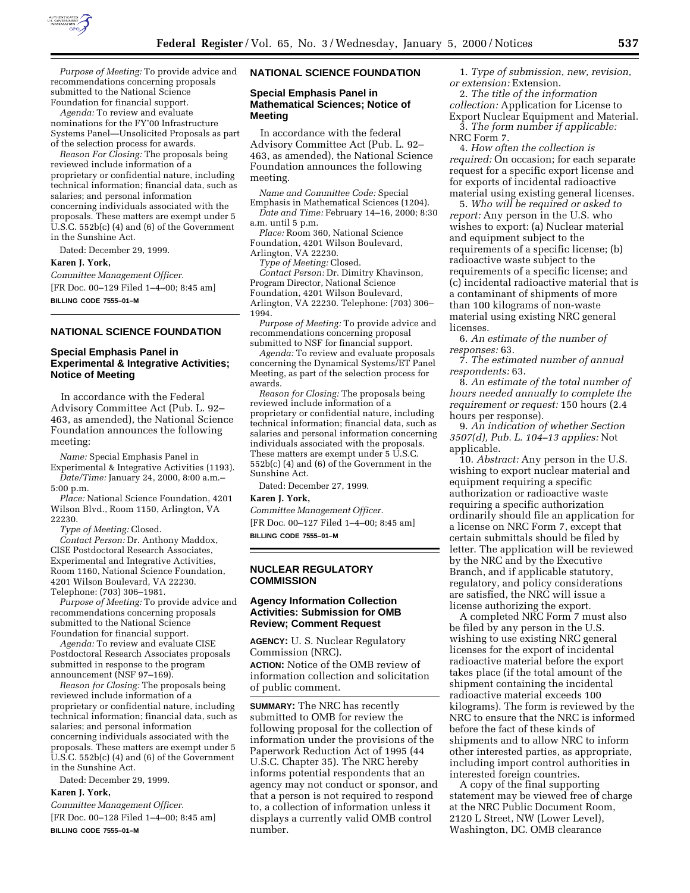*Purpose of Meeting:* To provide advice and recommendations concerning proposals submitted to the National Science Foundation for financial support.

*Agenda:* To review and evaluate nominations for the FY'00 Infrastructure Systems Panel—Unsolicited Proposals as part of the selection process for awards.

*Reason For Closing:* The proposals being reviewed include information of a proprietary or confidential nature, including technical information; financial data, such as salaries; and personal information concerning individuals associated with the proposals. These matters are exempt under 5 U.S.C. 552b(c) (4) and (6) of the Government in the Sunshine Act.

Dated: December 29, 1999.

**Karen J. York,**

*Committee Management Officer.*

[FR Doc. 00–129 Filed 1–4–00; 8:45 am]

**BILLING CODE 7555–01–M**

## NATIONAL SCIENCE FOUNDATION

### Special Emphasis Panel in Experimental & Integrative Activities; Notice of Meeting

In accordance with the Federal Advisory Committee Act (Pub. L. 92–463, as amended), the National Science Foundation announces the following meeting:

*Name:* Special Emphasis Panel in Experimental & Integrative Activities (1193).

*Date/Time:* January 24, 2000, 8:00 a.m.–5:00 p.m.

*Place:* National Science Foundation, 4201 Wilson Blvd., Room 1150, Arlington, VA 22230.

*Type of Meeting:* Closed.

*Contact Person:* Dr. Anthony Maddox, CISE Postdoctoral Research Associates, Experimental and Integrative Activities, Room 1160, National Science Foundation, 4201 Wilson Boulevard, VA 22230. Telephone: (703) 306–1981.

*Purpose of Meeting:* To provide advice and recommendations concerning proposals submitted to the National Science Foundation for financial support.

*Agenda:* To review and evaluate CISE Postdoctoral Research Associates proposals submitted in response to the program announcement (NSF 97–169).

*Reason for Closing:* The proposals being reviewed include information of a proprietary or confidential nature, including technical information; financial data, such as salaries; and personal information concerning individuals associated with the proposals. These matters are exempt under 5 U.S.C. 552b(c) (4) and (6) of the Government in the Sunshine Act.

Dated: December 29, 1999.

**Karen J. York,**

*Committee Management Officer.*

[FR Doc. 00–128 Filed 1–4–00; 8:45 am]

**BILLING CODE 7555–01–M**

## NATIONAL SCIENCE FOUNDATION

### Special Emphasis Panel in Mathematical Sciences; Notice of Meeting

In accordance with the federal Advisory Committee Act (Pub. L. 92–463, as amended), the National Science Foundation announces the following meeting.

*Name and Committee Code:* Special Emphasis in Mathematical Sciences (1204).

*Date and Time:* February 14–16, 2000; 8:30 a.m. until 5 p.m.

*Place:* Room 360, National Science Foundation, 4201 Wilson Boulevard, Arlington, VA 22230.

*Type of Meeting:* Closed.

*Contact Person:* Dr. Dimitry Khavinson, Program Director, National Science Foundation, 4201 Wilson Boulevard, Arlington, VA 22230. Telephone: (703) 306–1994.

*Purpose of Meeting:* To provide advice and recommendations concerning proposal submitted to NSF for financial support.

*Agenda:* To review and evaluate proposals concerning the Dynamical Systems/ET Panel Meeting, as part of the selection process for awards.

*Reason for Closing:* The proposals being reviewed include information of a proprietary or confidential nature, including technical information; financial data, such as salaries and personal information concerning individuals associated with the proposals. These matters are exempt under 5 U.S.C. 552b(c) (4) and (6) of the Government in the Sunshine Act.

Dated: December 27, 1999.

**Karen J. York,**

*Committee Management Officer.*

[FR Doc. 00–127 Filed 1–4–00; 8:45 am]

**BILLING CODE 7555–01–M**

## NUCLEAR REGULATORY COMMISSION

### Agency Information Collection Activities: Submission for OMB Review; Comment Request

**AGENCY:** U. S. Nuclear Regulatory Commission (NRC).

**ACTION:** Notice of the OMB review of information collection and solicitation of public comment.

**SUMMARY:** The NRC has recently submitted to OMB for review the following proposal for the collection of information under the provisions of the Paperwork Reduction Act of 1995 (44 U.S.C. Chapter 35). The NRC hereby informs potential respondents that an agency may not conduct or sponsor, and that a person is not required to respond to, a collection of information unless it displays a currently valid OMB control number.

1. *Type of submission, new, revision, or extension:* Extension.

2. *The title of the information collection:* Application for License to Export Nuclear Equipment and Material.

3. *The form number if applicable:* NRC Form 7.

4. *How often the collection is required:* On occasion; for each separate request for a specific export license and for exports of incidental radioactive material using existing general licenses.

5. *Who will be required or asked to report:* Any person in the U.S. who wishes to export: (a) Nuclear material and equipment subject to the requirements of a specific license; (b) radioactive waste subject to the requirements of a specific license; and (c) incidental radioactive material that is a contaminant of shipments of more than 100 kilograms of non-waste material using existing NRC general licenses.

6. *An estimate of the number of responses:* 63.

7. *The estimated number of annual respondents:* 63.

8. *An estimate of the total number of hours needed annually to complete the requirement or request:* 150 hours (2.4 hours per response).

9. *An indication of whether Section 3507(d), Pub. L. 104–13 applies:* Not applicable.

10. *Abstract:* Any person in the U.S. wishing to export nuclear material and equipment requiring a specific authorization or radioactive waste requiring a specific authorization ordinarily should file an application for a license on NRC Form 7, except that certain submittals should be filed by letter. The application will be reviewed by the NRC and by the Executive Branch, and if applicable statutory, regulatory, and policy considerations are satisfied, the NRC will issue a license authorizing the export.

A completed NRC Form 7 must also be filed by any person in the U.S. wishing to use existing NRC general licenses for the export of incidental radioactive material before the export takes place (if the total amount of the shipment containing the incidental radioactive material exceeds 100 kilograms). The form is reviewed by the NRC to ensure that the NRC is informed before the fact of these kinds of shipments and to allow NRC to inform other interested parties, as appropriate, including import control authorities in interested foreign countries.

A copy of the final supporting statement may be viewed free of charge at the NRC Public Document Room, 2120 L Street, NW (Lower Level), Washington, DC. OMB clearance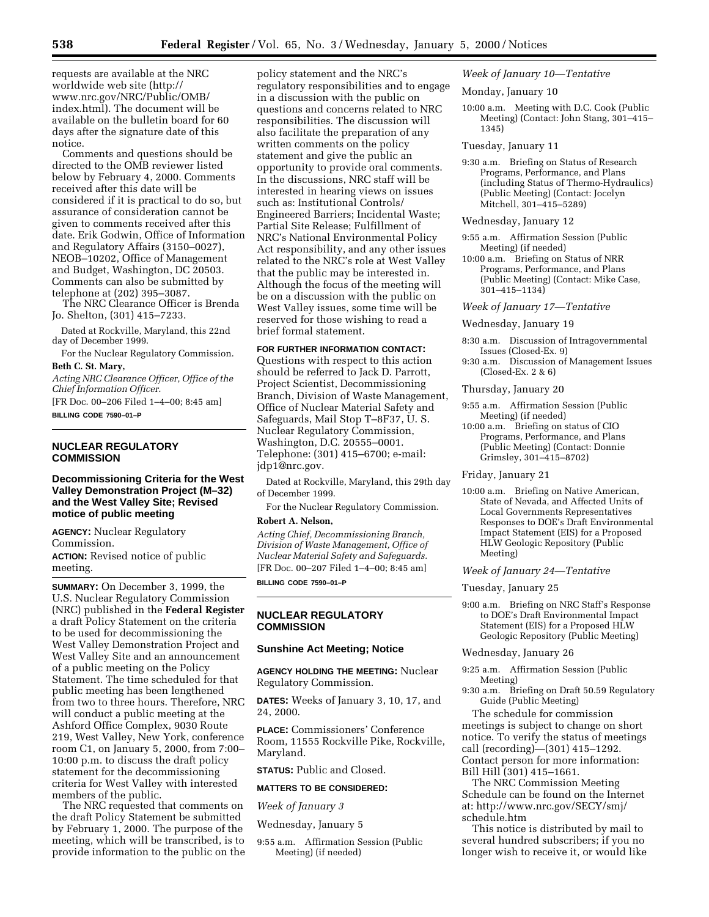requests are available at the NRC worldwide web site (http://www.nrc.gov/NRC/Public/OMB/index.html). The document will be available on the bulletin board for 60 days after the signature date of this notice.

Comments and questions should be directed to the OMB reviewer listed below by February 4, 2000. Comments received after this date will be considered if it is practical to do so, but assurance of consideration cannot be given to comments received after this date. Erik Godwin, Office of Information and Regulatory Affairs (3150–0027), NEOB–10202, Office of Management and Budget, Washington, DC 20503. Comments can also be submitted by telephone at (202) 395–3087.

The NRC Clearance Officer is Brenda Jo. Shelton, (301) 415–7233.

Dated at Rockville, Maryland, this 22nd day of December 1999.

For the Nuclear Regulatory Commission.

**Beth C. St. Mary,**

*Acting NRC Clearance Officer, Office of the Chief Information Officer.*

[FR Doc. 00–206 Filed 1–4–00; 8:45 am]

**BILLING CODE 7590–01–P**

## NUCLEAR REGULATORY COMMISSION

### Decommissioning Criteria for the West Valley Demonstration Project (M–32) and the West Valley Site; Revised motice of public meeting

**AGENCY:** Nuclear Regulatory Commission.

**ACTION:** Revised notice of public meeting.

**SUMMARY:** On December 3, 1999, the U.S. Nuclear Regulatory Commission (NRC) published in the **Federal Register** a draft Policy Statement on the criteria to be used for decommissioning the West Valley Demonstration Project and West Valley Site and an announcement of a public meeting on the Policy Statement. The time scheduled for that public meeting has been lengthened from two to three hours. Therefore, NRC will conduct a public meeting at the Ashford Office Complex, 9030 Route 219, West Valley, New York, conference room C1, on January 5, 2000, from 7:00–10:00 p.m. to discuss the draft policy statement for the decommissioning criteria for West Valley with interested members of the public.

The NRC requested that comments on the draft Policy Statement be submitted by February 1, 2000. The purpose of the meeting, which will be transcribed, is to provide information to the public on the policy statement and the NRC's regulatory responsibilities and to engage in a discussion with the public on questions and concerns related to NRC responsibilities. The discussion will also facilitate the preparation of any written comments on the policy statement and give the public an opportunity to provide oral comments. In the discussions, NRC staff will be interested in hearing views on issues such as: Institutional Controls/Engineered Barriers; Incidental Waste; Partial Site Release; Fulfillment of NRC's National Environmental Policy Act responsibility, and any other issues related to the NRC's role at West Valley that the public may be interested in. Although the focus of the meeting will be on a discussion with the public on West Valley issues, some time will be reserved for those wishing to read a brief formal statement.

**FOR FURTHER INFORMATION CONTACT:** Questions with respect to this action should be referred to Jack D. Parrott, Project Scientist, Decommissioning Branch, Division of Waste Management, Office of Nuclear Material Safety and Safeguards, Mail Stop T–8F37, U. S. Nuclear Regulatory Commission, Washington, D.C. 20555–0001. Telephone: (301) 415–6700; e-mail: jdp1@nrc.gov.

Dated at Rockville, Maryland, this 29th day of December 1999.

For the Nuclear Regulatory Commission.

**Robert A. Nelson,**

*Acting Chief, Decommissioning Branch, Division of Waste Management, Office of Nuclear Material Safety and Safeguards.*

[FR Doc. 00–207 Filed 1–4–00; 8:45 am]

**BILLING CODE 7590–01–P**

## NUCLEAR REGULATORY COMMISSION

### Sunshine Act Meeting; Notice

**AGENCY HOLDING THE MEETING:** Nuclear Regulatory Commission.

**DATES:** Weeks of January 3, 10, 17, and 24, 2000.

**PLACE:** Commissioners' Conference Room, 11555 Rockville Pike, Rockville, Maryland.

**STATUS:** Public and Closed.

**MATTERS TO BE CONSIDERED:**

*Week of January 3*

Wednesday, January 5

9:55 a.m. Affirmation Session (Public Meeting) (if needed)

*Week of January 10—Tentative*

Monday, January 10

10:00 a.m. Meeting with D.C. Cook (Public Meeting) (Contact: John Stang, 301–415–1345)

Tuesday, January 11

9:30 a.m. Briefing on Status of Research Programs, Performance, and Plans (including Status of Thermo-Hydraulics) (Public Meeting) (Contact: Jocelyn Mitchell, 301–415–5289)

Wednesday, January 12

9:55 a.m. Affirmation Session (Public Meeting) (if needed)

10:00 a.m. Briefing on Status of NRR Programs, Performance, and Plans (Public Meeting) (Contact: Mike Case, 301–415–1134)

*Week of January 17—Tentative*

Wednesday, January 19

8:30 a.m. Discussion of Intragovernmental Issues (Closed-Ex. 9)

9:30 a.m. Discussion of Management Issues (Closed-Ex. 2 & 6)

Thursday, January 20

9:55 a.m. Affirmation Session (Public Meeting) (if needed)

10:00 a.m. Briefing on status of CIO Programs, Performance, and Plans (Public Meeting) (Contact: Donnie Grimsley, 301–415–8702)

Friday, January 21

10:00 a.m. Briefing on Native American, State of Nevada, and Affected Units of Local Governments Representatives Responses to DOE's Draft Environmental Impact Statement (EIS) for a Proposed HLW Geologic Repository (Public Meeting)

*Week of January 24—Tentative*

Tuesday, January 25

9:00 a.m. Briefing on NRC Staff's Response to DOE's Draft Environmental Impact Statement (EIS) for a Proposed HLW Geologic Repository (Public Meeting)

Wednesday, January 26

9:25 a.m. Affirmation Session (Public Meeting)

9:30 a.m. Briefing on Draft 50.59 Regulatory Guide (Public Meeting)

The schedule for commission meetings is subject to change on short notice. To verify the status of meetings call (recording)—(301) 415–1292. Contact person for more information: Bill Hill (301) 415–1661.

The NRC Commission Meeting Schedule can be found on the Internet at: http://www.nrc.gov/SECY/smj/schedule.htm

This notice is distributed by mail to several hundred subscribers; if you no longer wish to receive it, or would like